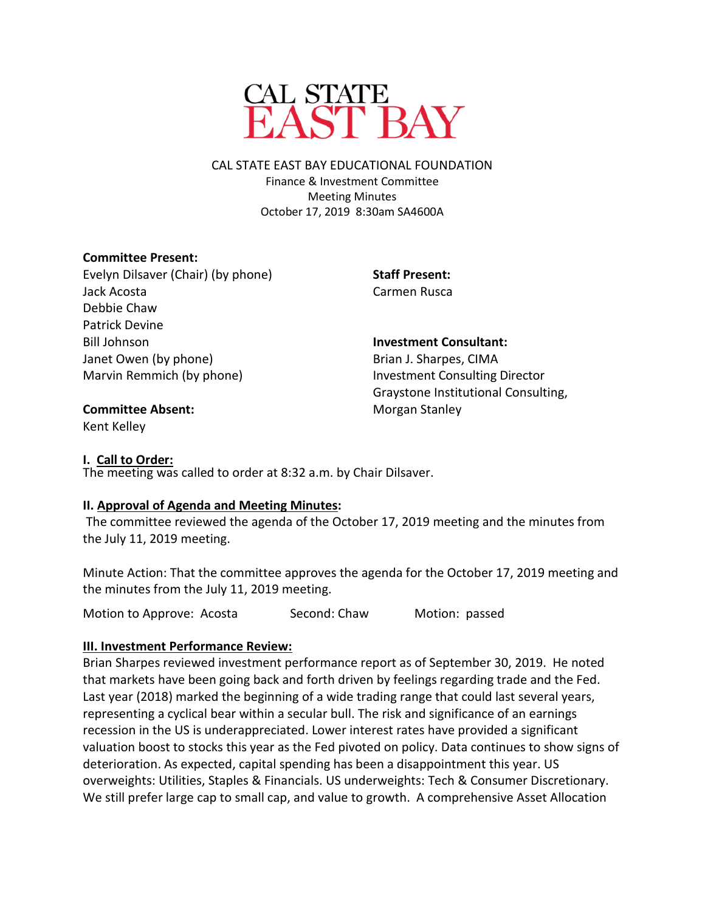CAL STATE EAST BAY

CAL STATE EAST BAY EDUCATIONAL FOUNDATION
Finance & Investment Committee
Meeting Minutes
October 17, 2019 8:30am SA4600A

**Committee Present:**
Evelyn Dilsaver (Chair) (by phone)
Jack Acosta
Debbie Chaw
Patrick Devine
Bill Johnson
Janet Owen (by phone)
Marvin Remmich (by phone)

**Committee Absent:**
Kent Kelley

**Staff Present:**
Carmen Rusca

**Investment Consultant:**
Brian J. Sharpes, CIMA
Investment Consulting Director
Graystone Institutional Consulting,
Morgan Stanley

**I. Call to Order:**
The meeting was called to order at 8:32 a.m. by Chair Dilsaver.

**II. Approval of Agenda and Meeting Minutes:**
The committee reviewed the agenda of the October 17, 2019 meeting and the minutes from the July 11, 2019 meeting.

Minute Action: That the committee approves the agenda for the October 17, 2019 meeting and the minutes from the July 11, 2019 meeting.

Motion to Approve: Acosta    Second: Chaw    Motion: passed

**III. Investment Performance Review:**
Brian Sharpes reviewed investment performance report as of September 30, 2019. He noted that markets have been going back and forth driven by feelings regarding trade and the Fed. Last year (2018) marked the beginning of a wide trading range that could last several years, representing a cyclical bear within a secular bull. The risk and significance of an earnings recession in the US is underappreciated. Lower interest rates have provided a significant valuation boost to stocks this year as the Fed pivoted on policy. Data continues to show signs of deterioration. As expected, capital spending has been a disappointment this year. US overweights: Utilities, Staples & Financials. US underweights: Tech & Consumer Discretionary. We still prefer large cap to small cap, and value to growth. A comprehensive Asset Allocation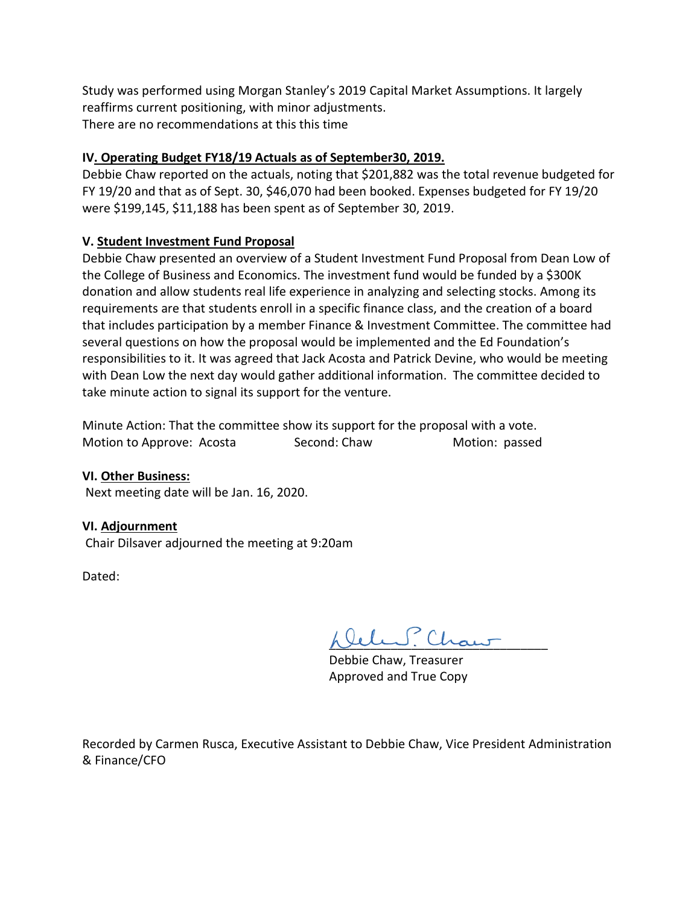Study was performed using Morgan Stanley's 2019 Capital Market Assumptions. It largely reaffirms current positioning, with minor adjustments.
There are no recommendations at this this time

**IV. Operating Budget FY18/19 Actuals as of September30, 2019.**

Debbie Chaw reported on the actuals, noting that $201,882 was the total revenue budgeted for FY 19/20 and that as of Sept. 30, $46,070 had been booked. Expenses budgeted for FY 19/20 were $199,145, $11,188 has been spent as of September 30, 2019.

**V. Student Investment Fund Proposal**

Debbie Chaw presented an overview of a Student Investment Fund Proposal from Dean Low of the College of Business and Economics. The investment fund would be funded by a $300K donation and allow students real life experience in analyzing and selecting stocks. Among its requirements are that students enroll in a specific finance class, and the creation of a board that includes participation by a member Finance & Investment Committee. The committee had several questions on how the proposal would be implemented and the Ed Foundation's responsibilities to it. It was agreed that Jack Acosta and Patrick Devine, who would be meeting with Dean Low the next day would gather additional information. The committee decided to take minute action to signal its support for the venture.

Minute Action: That the committee show its support for the proposal with a vote.
Motion to Approve: Acosta Second: Chaw Motion: passed

**VI. Other Business:**

Next meeting date will be Jan. 16, 2020.

**VI. Adjournment**

Chair Dilsaver adjourned the meeting at 9:20am

Dated:

Debbie Chaw, Treasurer
Approved and True Copy

Recorded by Carmen Rusca, Executive Assistant to Debbie Chaw, Vice President Administration & Finance/CFO